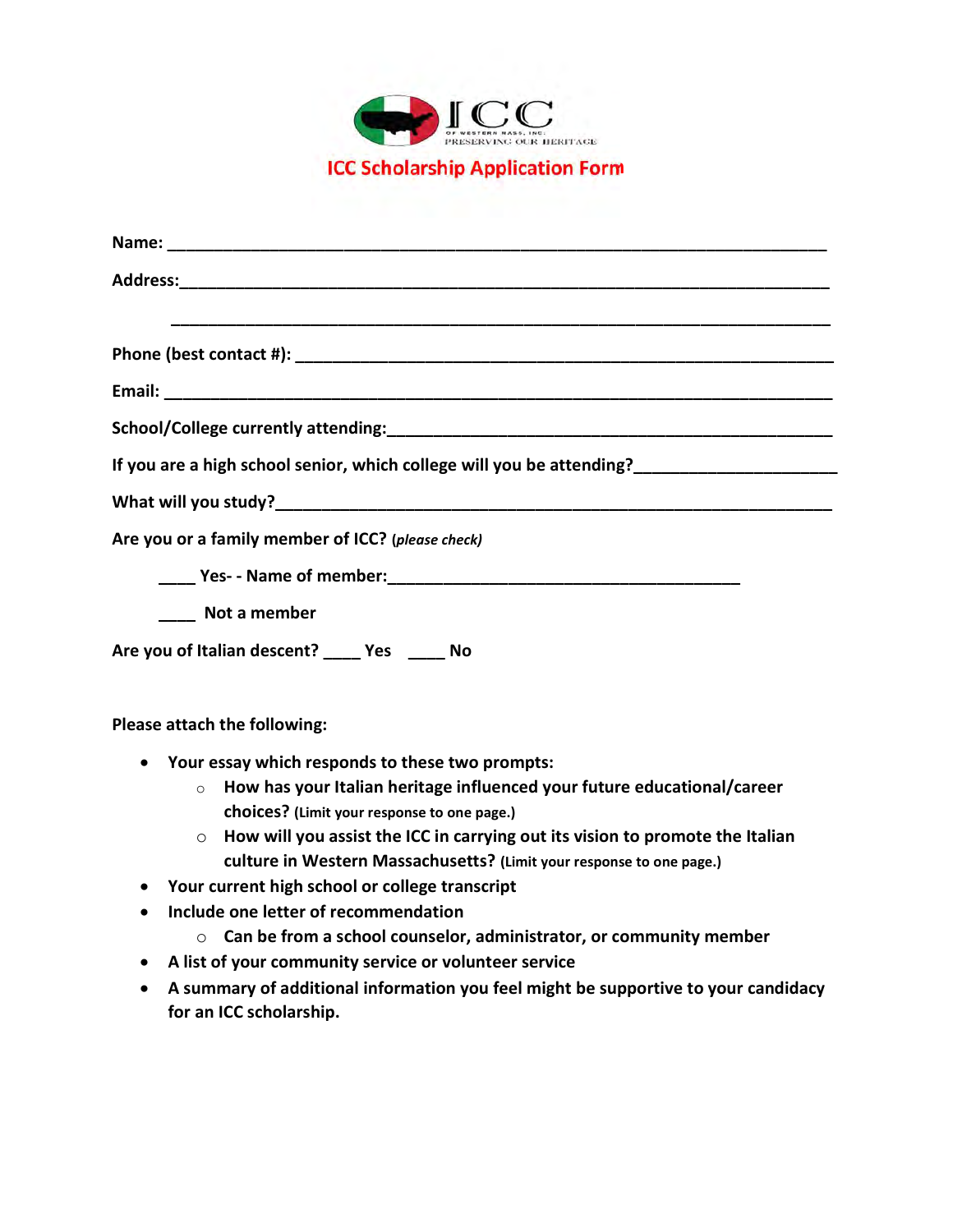ICC

OF WESTERN MASS, INC.

PRESERVING OUR HERITAGE

# ICC Scholarship Application Form

**Name:** ___________________________________________________________________________

**Address:**__________________________________________________________________________

___________________________________________________________________________

**Phone (best contact #):** _______________________________________________________________

**Email:** ___________________________________________________________________________

**School/College currently attending:**_____________________________________________________

**If you are a high school senior, which college will you be attending?**______________________

**What will you study?**__________________________________________________________________

**Are you or a family member of ICC?** ***(please check)***

____ **Yes- - Name of member:**_______________________________________

____ **Not a member**

**Are you of Italian descent?** ____ **Yes** ____ **No**

**Please attach the following:**

- **Your essay which responds to these two prompts:**
  - **How has your Italian heritage influenced your future educational/career choices?** **(Limit your response to one page.)**
  - **How will you assist the ICC in carrying out its vision to promote the Italian culture in Western Massachusetts?** **(Limit your response to one page.)**
- **Your current high school or college transcript**
- **Include one letter of recommendation**
  - **Can be from a school counselor, administrator, or community member**
- **A list of your community service or volunteer service**
- **A summary of additional information you feel might be supportive to your candidacy for an ICC scholarship.**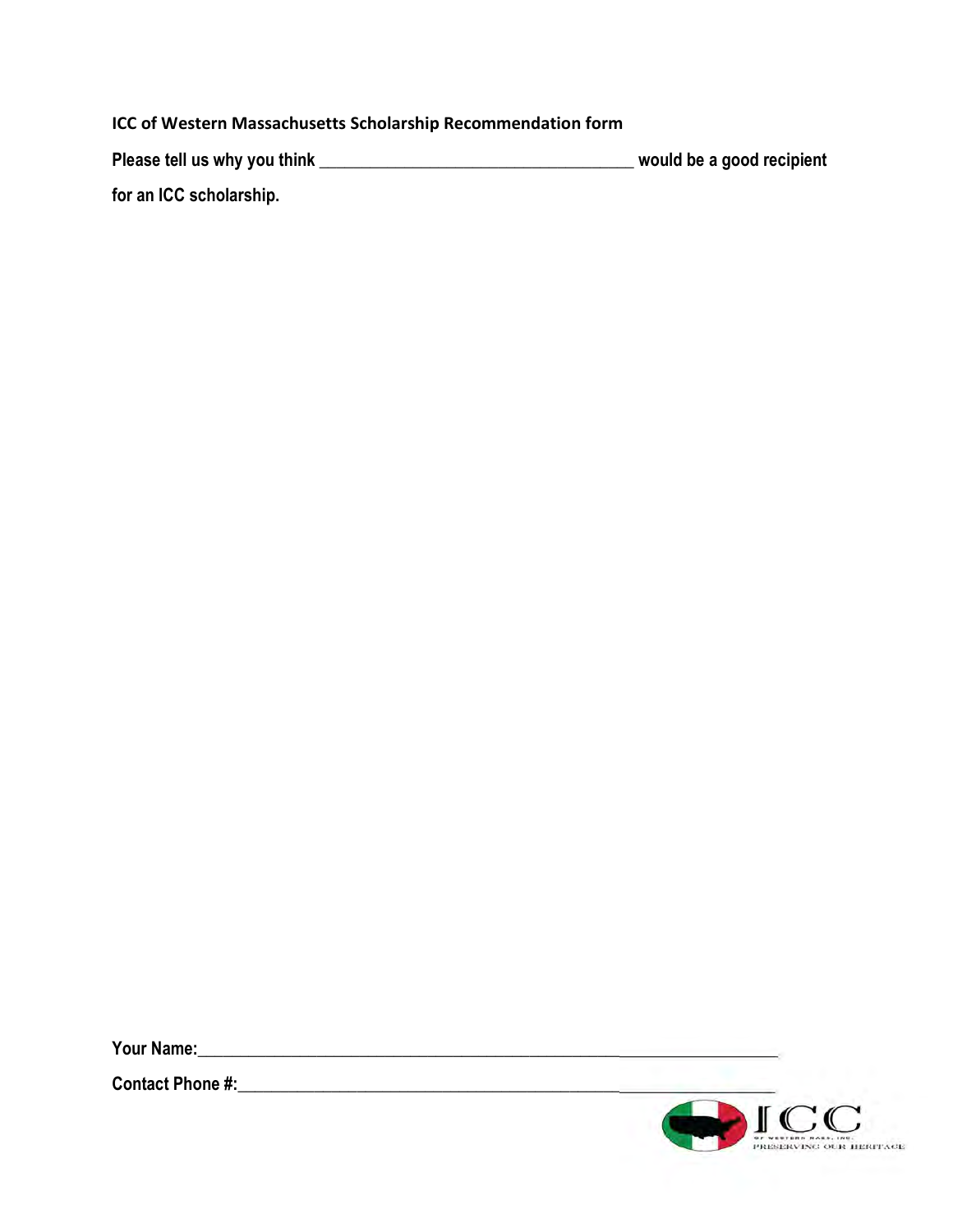**ICC of Western Massachusetts Scholarship Recommendation form**

**Please tell us why you think ____________________________________ would be a good recipient for an ICC scholarship.**

**Your Name:_______________________________________________________________________**

**Contact Phone #:__________________________________________________________________**

ICC OF WESTERN MASS, INC. PRESERVING OUR HERITAGE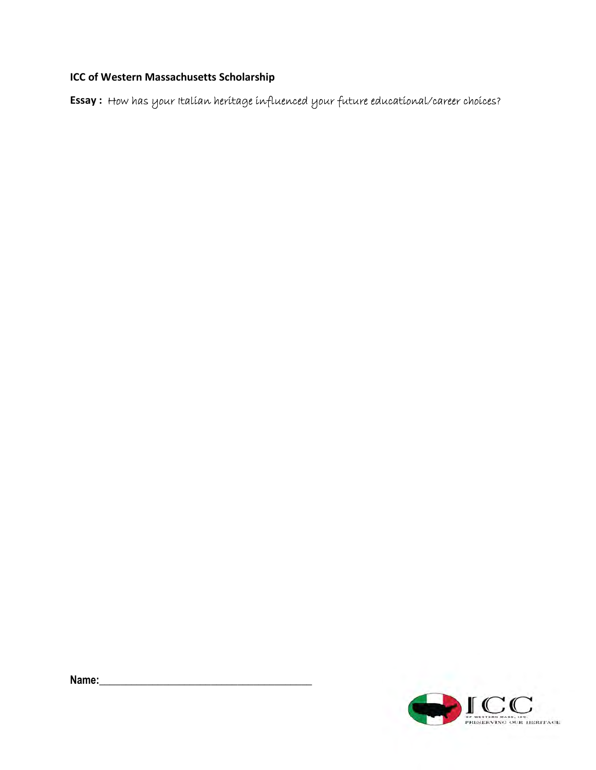**ICC of Western Massachusetts Scholarship**

**Essay :** How has your Italian heritage influenced your future educational/career choices?

**Name:**\_\_\_\_\_\_\_\_\_\_\_\_\_\_\_\_\_\_\_\_\_\_\_\_\_\_\_\_\_\_\_\_\_\_\_\_\_\_\_\_

ICC OF WESTERN MASS, INC. PRESERVING OUR HERITAGE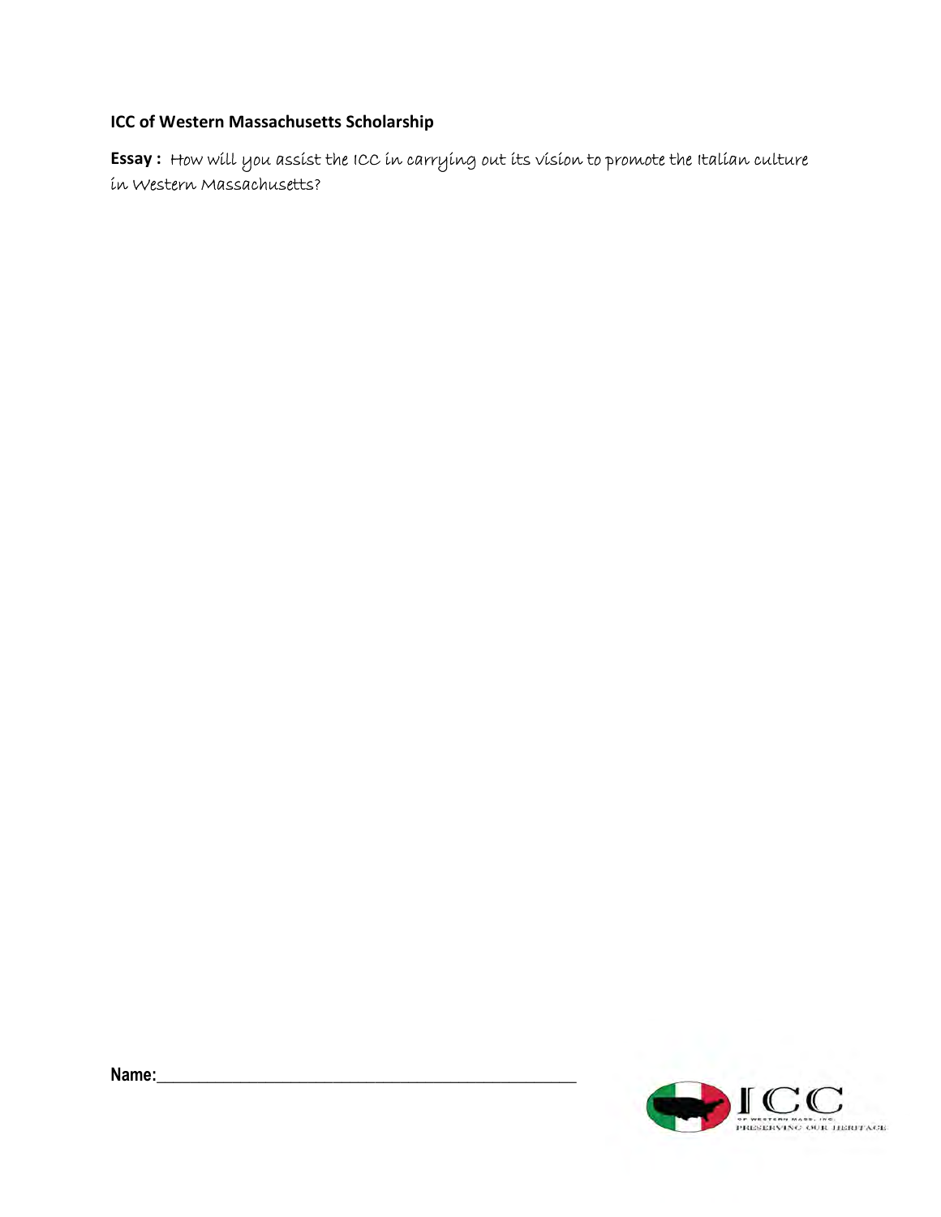**ICC of Western Massachusetts Scholarship**

**Essay :** How will you assist the ICC in carrying out its vision to promote the Italian culture in Western Massachusetts?

**Name:**\_\_\_\_\_\_\_\_\_\_\_\_\_\_\_\_\_\_\_\_\_\_\_\_\_\_\_\_\_\_\_\_\_\_\_\_\_\_\_\_\_\_\_\_

ICC OF WESTERN MASS. INC. PRESERVING OUR HERITAGE